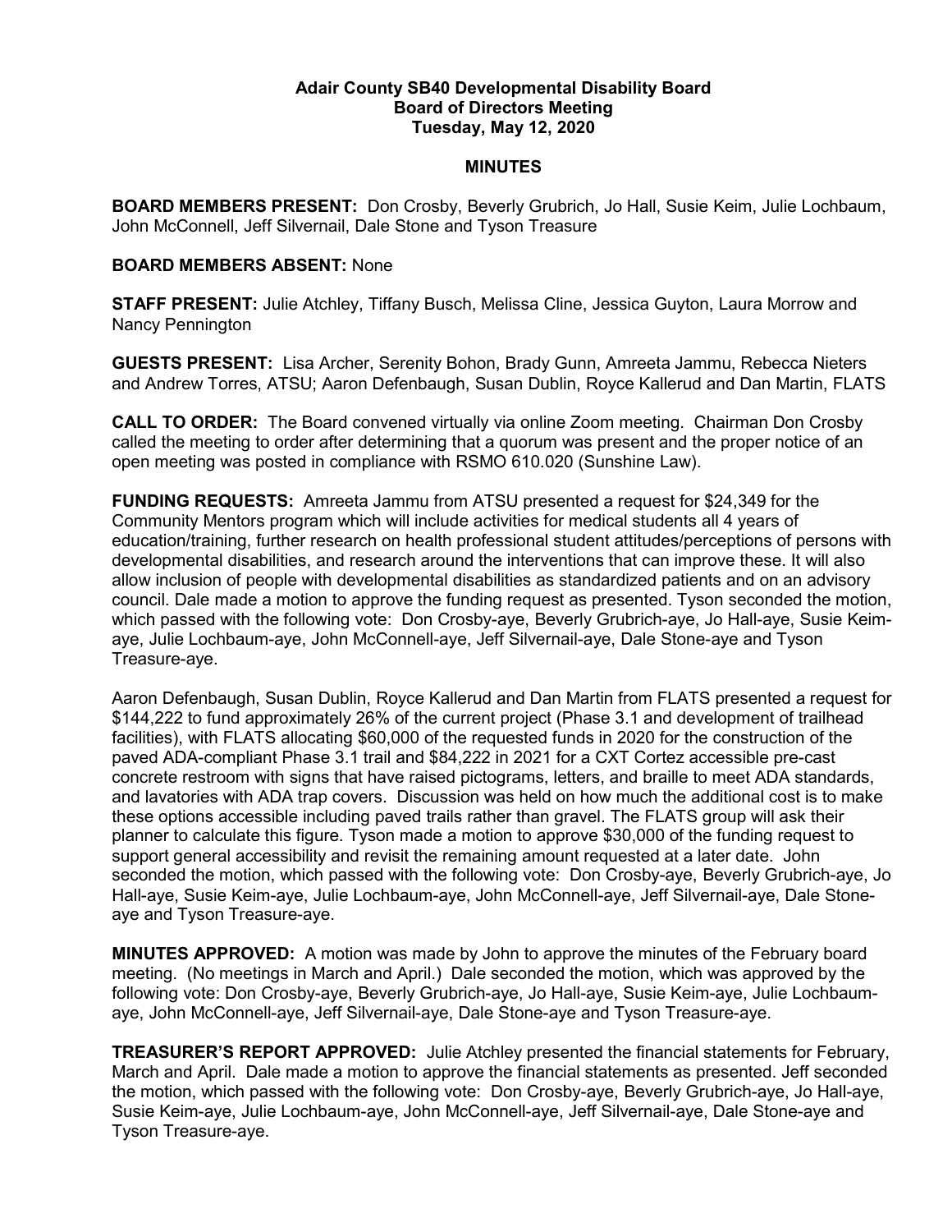**Adair County SB40 Developmental Disability Board**
**Board of Directors Meeting**
**Tuesday, May 12, 2020**

**MINUTES**

**BOARD MEMBERS PRESENT:** Don Crosby, Beverly Grubrich, Jo Hall, Susie Keim, Julie Lochbaum, John McConnell, Jeff Silvernail, Dale Stone and Tyson Treasure

**BOARD MEMBERS ABSENT:** None

**STAFF PRESENT:** Julie Atchley, Tiffany Busch, Melissa Cline, Jessica Guyton, Laura Morrow and Nancy Pennington

**GUESTS PRESENT:** Lisa Archer, Serenity Bohon, Brady Gunn, Amreeta Jammu, Rebecca Nieters and Andrew Torres, ATSU; Aaron Defenbaugh, Susan Dublin, Royce Kallerud and Dan Martin, FLATS

**CALL TO ORDER:** The Board convened virtually via online Zoom meeting. Chairman Don Crosby called the meeting to order after determining that a quorum was present and the proper notice of an open meeting was posted in compliance with RSMO 610.020 (Sunshine Law).

**FUNDING REQUESTS:** Amreeta Jammu from ATSU presented a request for $24,349 for the Community Mentors program which will include activities for medical students all 4 years of education/training, further research on health professional student attitudes/perceptions of persons with developmental disabilities, and research around the interventions that can improve these. It will also allow inclusion of people with developmental disabilities as standardized patients and on an advisory council. Dale made a motion to approve the funding request as presented. Tyson seconded the motion, which passed with the following vote: Don Crosby-aye, Beverly Grubrich-aye, Jo Hall-aye, Susie Keim-aye, Julie Lochbaum-aye, John McConnell-aye, Jeff Silvernail-aye, Dale Stone-aye and Tyson Treasure-aye.

Aaron Defenbaugh, Susan Dublin, Royce Kallerud and Dan Martin from FLATS presented a request for $144,222 to fund approximately 26% of the current project (Phase 3.1 and development of trailhead facilities), with FLATS allocating $60,000 of the requested funds in 2020 for the construction of the paved ADA-compliant Phase 3.1 trail and $84,222 in 2021 for a CXT Cortez accessible pre-cast concrete restroom with signs that have raised pictograms, letters, and braille to meet ADA standards, and lavatories with ADA trap covers. Discussion was held on how much the additional cost is to make these options accessible including paved trails rather than gravel. The FLATS group will ask their planner to calculate this figure. Tyson made a motion to approve $30,000 of the funding request to support general accessibility and revisit the remaining amount requested at a later date. John seconded the motion, which passed with the following vote: Don Crosby-aye, Beverly Grubrich-aye, Jo Hall-aye, Susie Keim-aye, Julie Lochbaum-aye, John McConnell-aye, Jeff Silvernail-aye, Dale Stone-aye and Tyson Treasure-aye.

**MINUTES APPROVED:** A motion was made by John to approve the minutes of the February board meeting. (No meetings in March and April.) Dale seconded the motion, which was approved by the following vote: Don Crosby-aye, Beverly Grubrich-aye, Jo Hall-aye, Susie Keim-aye, Julie Lochbaum-aye, John McConnell-aye, Jeff Silvernail-aye, Dale Stone-aye and Tyson Treasure-aye.

**TREASURER'S REPORT APPROVED:** Julie Atchley presented the financial statements for February, March and April. Dale made a motion to approve the financial statements as presented. Jeff seconded the motion, which passed with the following vote: Don Crosby-aye, Beverly Grubrich-aye, Jo Hall-aye, Susie Keim-aye, Julie Lochbaum-aye, John McConnell-aye, Jeff Silvernail-aye, Dale Stone-aye and Tyson Treasure-aye.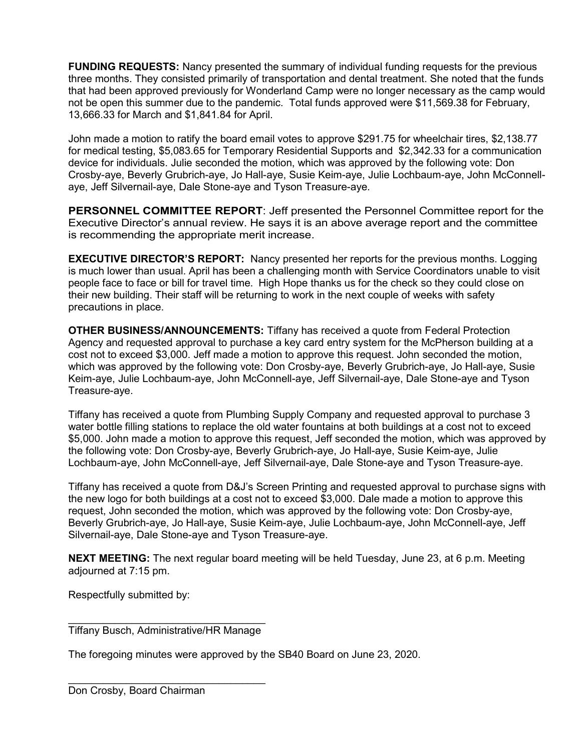**FUNDING REQUESTS:** Nancy presented the summary of individual funding requests for the previous three months. They consisted primarily of transportation and dental treatment. She noted that the funds that had been approved previously for Wonderland Camp were no longer necessary as the camp would not be open this summer due to the pandemic. Total funds approved were $11,569.38 for February, 13,666.33 for March and $1,841.84 for April.

John made a motion to ratify the board email votes to approve $291.75 for wheelchair tires, $2,138.77 for medical testing, $5,083.65 for Temporary Residential Supports and $2,342.33 for a communication device for individuals. Julie seconded the motion, which was approved by the following vote: Don Crosby-aye, Beverly Grubrich-aye, Jo Hall-aye, Susie Keim-aye, Julie Lochbaum-aye, John McConnell-aye, Jeff Silvernail-aye, Dale Stone-aye and Tyson Treasure-aye.

**PERSONNEL COMMITTEE REPORT**: Jeff presented the Personnel Committee report for the Executive Director's annual review. He says it is an above average report and the committee is recommending the appropriate merit increase.

**EXECUTIVE DIRECTOR'S REPORT:** Nancy presented her reports for the previous months. Logging is much lower than usual. April has been a challenging month with Service Coordinators unable to visit people face to face or bill for travel time. High Hope thanks us for the check so they could close on their new building. Their staff will be returning to work in the next couple of weeks with safety precautions in place.

**OTHER BUSINESS/ANNOUNCEMENTS:** Tiffany has received a quote from Federal Protection Agency and requested approval to purchase a key card entry system for the McPherson building at a cost not to exceed $3,000. Jeff made a motion to approve this request. John seconded the motion, which was approved by the following vote: Don Crosby-aye, Beverly Grubrich-aye, Jo Hall-aye, Susie Keim-aye, Julie Lochbaum-aye, John McConnell-aye, Jeff Silvernail-aye, Dale Stone-aye and Tyson Treasure-aye.

Tiffany has received a quote from Plumbing Supply Company and requested approval to purchase 3 water bottle filling stations to replace the old water fountains at both buildings at a cost not to exceed $5,000. John made a motion to approve this request, Jeff seconded the motion, which was approved by the following vote: Don Crosby-aye, Beverly Grubrich-aye, Jo Hall-aye, Susie Keim-aye, Julie Lochbaum-aye, John McConnell-aye, Jeff Silvernail-aye, Dale Stone-aye and Tyson Treasure-aye.

Tiffany has received a quote from D&J's Screen Printing and requested approval to purchase signs with the new logo for both buildings at a cost not to exceed $3,000. Dale made a motion to approve this request, John seconded the motion, which was approved by the following vote: Don Crosby-aye, Beverly Grubrich-aye, Jo Hall-aye, Susie Keim-aye, Julie Lochbaum-aye, John McConnell-aye, Jeff Silvernail-aye, Dale Stone-aye and Tyson Treasure-aye.

**NEXT MEETING:** The next regular board meeting will be held Tuesday, June 23, at 6 p.m. Meeting adjourned at 7:15 pm.

Respectfully submitted by:

\_\_\_\_\_\_\_\_\_\_\_\_\_\_\_\_\_\_\_\_\_\_\_\_\_\_\_\_\_\_\_\_\_\_\_\_
Tiffany Busch, Administrative/HR Manage

The foregoing minutes were approved by the SB40 Board on June 23, 2020.

\_\_\_\_\_\_\_\_\_\_\_\_\_\_\_\_\_\_\_\_\_\_\_\_\_\_\_\_\_\_\_\_\_\_\_\_
Don Crosby, Board Chairman